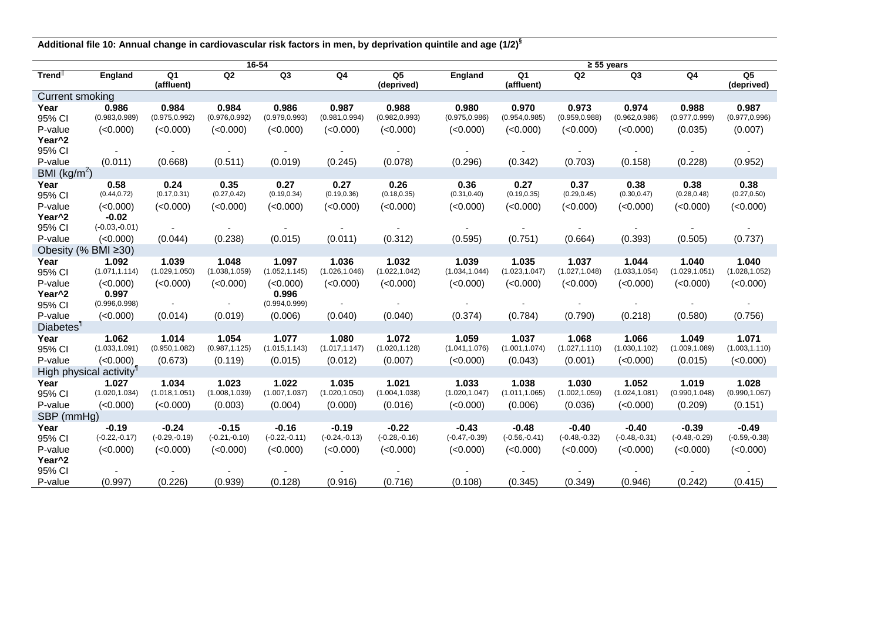**Additional file 10: Annual change in cardiovascular risk factors in men, by deprivation quintile and age (1/2)[§]**

| | 16-54 | | | | | | ≥ 55 years | | | | | |
|---|---|---|---|---|---|---|---|---|---|---|---|---|
| **Trend**[‖] | **England** | **Q1 (affluent)** | **Q2** | **Q3** | **Q4** | **Q5 (deprived)** | **England** | **Q1 (affluent)** | **Q2** | **Q3** | **Q4** | **Q5 (deprived)** |
| Current smoking | | | | | | | | | | | | |
| **Year** | **0.986** | **0.984** | **0.984** | **0.986** | **0.987** | **0.988** | **0.980** | **0.970** | **0.973** | **0.974** | **0.988** | **0.987** |
| 95% CI | (0.983,0.989) | (0.975,0.992) | (0.976,0.992) | (0.979,0.993) | (0.981,0.994) | (0.982,0.993) | (0.975,0.986) | (0.954,0.985) | (0.959,0.988) | (0.962,0.986) | (0.977,0.999) | (0.977,0.996) |
| P-value | (<0.000) | (<0.000) | (<0.000) | (<0.000) | (<0.000) | (<0.000) | (<0.000) | (<0.000) | (<0.000) | (<0.000) | (0.035) | (0.007) |
| **Year^2** | | | | | | | | | | | | |
| 95% CI | - | - | - | - | - | - | - | - | - | - | - | - |
| P-value | (0.011) | (0.668) | (0.511) | (0.019) | (0.245) | (0.078) | (0.296) | (0.342) | (0.703) | (0.158) | (0.228) | (0.952) |
| BMI (kg/m$^2$) | | | | | | | | | | | | |
| **Year** | **0.58** | **0.24** | **0.35** | **0.27** | **0.27** | **0.26** | **0.36** | **0.27** | **0.37** | **0.38** | **0.38** | **0.38** |
| 95% CI | (0.44,0.72) | (0.17,0.31) | (0.27,0.42) | (0.19,0.34) | (0.19,0.36) | (0.18,0.35) | (0.31,0.40) | (0.19,0.35) | (0.29,0.45) | (0.30,0.47) | (0.28,0.48) | (0.27,0.50) |
| P-value | (<0.000) | (<0.000) | (<0.000) | (<0.000) | (<0.000) | (<0.000) | (<0.000) | (<0.000) | (<0.000) | (<0.000) | (<0.000) | (<0.000) |
| **Year^2** | **-0.02** | | | | | | | | | | | |
| 95% CI | (-0.03,-0.01) | - | - | - | - | - | - | - | - | - | - | - |
| P-value | (<0.000) | (0.044) | (0.238) | (0.015) | (0.011) | (0.312) | (0.595) | (0.751) | (0.664) | (0.393) | (0.505) | (0.737) |
| Obesity (% BMI ≥30) | | | | | | | | | | | | |
| **Year** | **1.092** | **1.039** | **1.048** | **1.097** | **1.036** | **1.032** | **1.039** | **1.035** | **1.037** | **1.044** | **1.040** | **1.040** |
| 95% CI | (1.071,1.114) | (1.029,1.050) | (1.038,1.059) | (1.052,1.145) | (1.026,1.046) | (1.022,1.042) | (1.034,1.044) | (1.023,1.047) | (1.027,1.048) | (1.033,1.054) | (1.029,1.051) | (1.028,1.052) |
| P-value | (<0.000) | (<0.000) | (<0.000) | (<0.000) | (<0.000) | (<0.000) | (<0.000) | (<0.000) | (<0.000) | (<0.000) | (<0.000) | (<0.000) |
| **Year^2** | **0.997** | | | **0.996** | | | | | | | | |
| 95% CI | (0.996,0.998) | - | - | (0.994,0.999) | - | - | - | - | - | - | - | - |
| P-value | (<0.000) | (0.014) | (0.019) | (0.006) | (0.040) | (0.040) | (0.374) | (0.784) | (0.790) | (0.218) | (0.580) | (0.756) |
| Diabetes[¶] | | | | | | | | | | | | |
| **Year** | **1.062** | **1.014** | **1.054** | **1.077** | **1.080** | **1.072** | **1.059** | **1.037** | **1.068** | **1.066** | **1.049** | **1.071** |
| 95% CI | (1.033,1.091) | (0.950,1.082) | (0.987,1.125) | (1.015,1.143) | (1.017,1.147) | (1.020,1.128) | (1.041,1.076) | (1.001,1.074) | (1.027,1.110) | (1.030,1.102) | (1.009,1.089) | (1.003,1.110) |
| P-value | (<0.000) | (0.673) | (0.119) | (0.015) | (0.012) | (0.007) | (<0.000) | (0.043) | (0.001) | (<0.000) | (0.015) | (<0.000) |
| High physical activity[¶] | | | | | | | | | | | | |
| **Year** | **1.027** | **1.034** | **1.023** | **1.022** | **1.035** | **1.021** | **1.033** | **1.038** | **1.030** | **1.052** | **1.019** | **1.028** |
| 95% CI | (1.020,1.034) | (1.018,1.051) | (1.008,1.039) | (1.007,1.037) | (1.020,1.050) | (1.004,1.038) | (1.020,1.047) | (1.011,1.065) | (1.002,1.059) | (1.024,1.081) | (0.990,1.048) | (0.990,1.067) |
| P-value | (<0.000) | (<0.000) | (0.003) | (0.004) | (0.000) | (0.016) | (<0.000) | (0.006) | (0.036) | (<0.000) | (0.209) | (0.151) |
| SBP (mmHg) | | | | | | | | | | | | |
| **Year** | **-0.19** | **-0.24** | **-0.15** | **-0.16** | **-0.19** | **-0.22** | **-0.43** | **-0.48** | **-0.40** | **-0.40** | **-0.39** | **-0.49** |
| 95% CI | (-0.22,-0.17) | (-0.29,-0.19) | (-0.21,-0.10) | (-0.22,-0.11) | (-0.24,-0.13) | (-0.28,-0.16) | (-0.47,-0.39) | (-0.56,-0.41) | (-0.48,-0.32) | (-0.48,-0.31) | (-0.48,-0.29) | (-0.59,-0.38) |
| P-value | (<0.000) | (<0.000) | (<0.000) | (<0.000) | (<0.000) | (<0.000) | (<0.000) | (<0.000) | (<0.000) | (<0.000) | (<0.000) | (<0.000) |
| **Year^2** | | | | | | | | | | | | |
| 95% CI | - | - | - | - | - | - | - | - | - | - | - | - |
| P-value | (0.997) | (0.226) | (0.939) | (0.128) | (0.916) | (0.716) | (0.108) | (0.345) | (0.349) | (0.946) | (0.242) | (0.415) |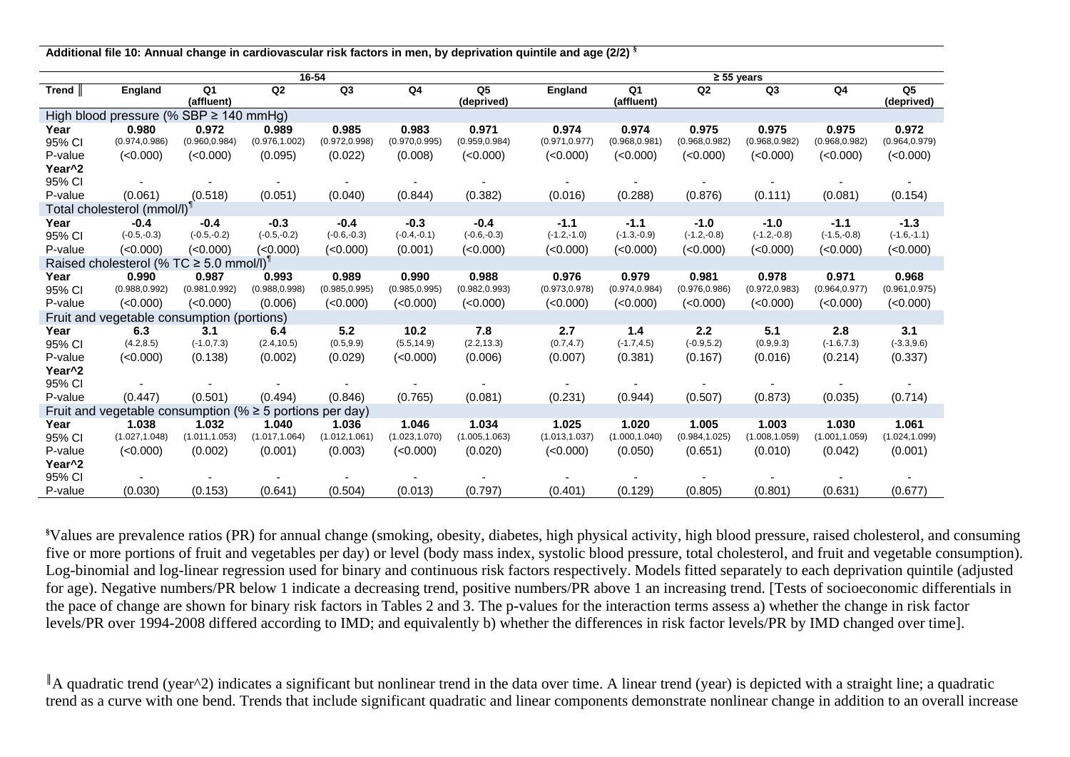**Additional file 10: Annual change in cardiovascular risk factors in men, by deprivation quintile and age (2/2) [§]**

| | 16-54 | | | | | | ≥ 55 years | | | | | |
|---|---|---|---|---|---|---|---|---|---|---|---|---|
| **Trend** [‖] | **England** | **Q1 (affluent)** | **Q2** | **Q3** | **Q4** | **Q5 (deprived)** | **England** | **Q1 (affluent)** | **Q2** | **Q3** | **Q4** | **Q5 (deprived)** |
| High blood pressure (% SBP ≥ 140 mmHg) | | | | | | | | | | | | |
| **Year** | **0.980** | **0.972** | **0.989** | **0.985** | **0.983** | **0.971** | **0.974** | **0.974** | **0.975** | **0.975** | **0.975** | **0.972** |
| 95% CI | (0.974,0.986) | (0.960,0.984) | (0.976,1.002) | (0.972,0.998) | (0.970,0.995) | (0.959,0.984) | (0.971,0.977) | (0.968,0.981) | (0.968,0.982) | (0.968,0.982) | (0.968,0.982) | (0.964,0.979) |
| P-value | (<0.000) | (<0.000) | (0.095) | (0.022) | (0.008) | (<0.000) | (<0.000) | (<0.000) | (<0.000) | (<0.000) | (<0.000) | (<0.000) |
| **Year^2** | | | | | | | | | | | | |
| 95% CI | - | - | - | - | - | - | - | - | - | - | - | - |
| P-value | (0.061) | (0.518) | (0.051) | (0.040) | (0.844) | (0.382) | (0.016) | (0.288) | (0.876) | (0.111) | (0.081) | (0.154) |
| Total cholesterol (mmol/l)[¶] | | | | | | | | | | | | |
| **Year** | **-0.4** | **-0.4** | **-0.3** | **-0.4** | **-0.3** | **-0.4** | **-1.1** | **-1.1** | **-1.0** | **-1.0** | **-1.1** | **-1.3** |
| 95% CI | (-0.5,-0.3) | (-0.5,-0.2) | (-0.5,-0.2) | (-0.6,-0.3) | (-0.4,-0.1) | (-0.6,-0.3) | (-1.2,-1.0) | (-1.3,-0.9) | (-1.2,-0.8) | (-1.2,-0.8) | (-1.5,-0.8) | (-1.6,-1.1) |
| P-value | (<0.000) | (<0.000) | (<0.000) | (<0.000) | (0.001) | (<0.000) | (<0.000) | (<0.000) | (<0.000) | (<0.000) | (<0.000) | (<0.000) |
| Raised cholesterol (% TC ≥ 5.0 mmol/l)[¶] | | | | | | | | | | | | |
| **Year** | **0.990** | **0.987** | **0.993** | **0.989** | **0.990** | **0.988** | **0.976** | **0.979** | **0.981** | **0.978** | **0.971** | **0.968** |
| 95% CI | (0.988,0.992) | (0.981,0.992) | (0.988,0.998) | (0.985,0.995) | (0.985,0.995) | (0.982,0.993) | (0.973,0.978) | (0.974,0.984) | (0.976,0.986) | (0.972,0.983) | (0.964,0.977) | (0.961,0.975) |
| P-value | (<0.000) | (<0.000) | (0.006) | (<0.000) | (<0.000) | (<0.000) | (<0.000) | (<0.000) | (<0.000) | (<0.000) | (<0.000) | (<0.000) |
| Fruit and vegetable consumption (portions) | | | | | | | | | | | | |
| **Year** | **6.3** | **3.1** | **6.4** | **5.2** | **10.2** | **7.8** | **2.7** | **1.4** | **2.2** | **5.1** | **2.8** | **3.1** |
| 95% CI | (4.2,8.5) | (-1.0,7.3) | (2.4,10.5) | (0.5,9.9) | (5.5,14.9) | (2.2,13.3) | (0.7,4.7) | (-1.7,4.5) | (-0.9,5.2) | (0.9,9.3) | (-1.6,7.3) | (-3.3,9.6) |
| P-value | (<0.000) | (0.138) | (0.002) | (0.029) | (<0.000) | (0.006) | (0.007) | (0.381) | (0.167) | (0.016) | (0.214) | (0.337) |
| **Year^2** | | | | | | | | | | | | |
| 95% CI | - | - | - | - | - | - | - | - | - | - | - | - |
| P-value | (0.447) | (0.501) | (0.494) | (0.846) | (0.765) | (0.081) | (0.231) | (0.944) | (0.507) | (0.873) | (0.035) | (0.714) |
| Fruit and vegetable consumption (% ≥ 5 portions per day) | | | | | | | | | | | | |
| **Year** | **1.038** | **1.032** | **1.040** | **1.036** | **1.046** | **1.034** | **1.025** | **1.020** | **1.005** | **1.003** | **1.030** | **1.061** |
| 95% CI | (1.027,1.048) | (1.011,1.053) | (1.017,1.064) | (1.012,1.061) | (1.023,1.070) | (1.005,1.063) | (1.013,1.037) | (1.000,1.040) | (0.984,1.025) | (1.008,1.059) | (1.001,1.059) | (1.024,1.099) |
| P-value | (<0.000) | (0.002) | (0.001) | (0.003) | (<0.000) | (0.020) | (<0.000) | (0.050) | (0.651) | (0.010) | (0.042) | (0.001) |
| **Year^2** | | | | | | | | | | | | |
| 95% CI | - | - | - | - | - | - | - | - | - | - | - | - |
| P-value | (0.030) | (0.153) | (0.641) | (0.504) | (0.013) | (0.797) | (0.401) | (0.129) | (0.805) | (0.801) | (0.631) | (0.677) |

[§]Values are prevalence ratios (PR) for annual change (smoking, obesity, diabetes, high physical activity, high blood pressure, raised cholesterol, and consuming five or more portions of fruit and vegetables per day) or level (body mass index, systolic blood pressure, total cholesterol, and fruit and vegetable consumption). Log-binomial and log-linear regression used for binary and continuous risk factors respectively. Models fitted separately to each deprivation quintile (adjusted for age). Negative numbers/PR below 1 indicate a decreasing trend, positive numbers/PR above 1 an increasing trend. [Tests of socioeconomic differentials in the pace of change are shown for binary risk factors in Tables 2 and 3. The p-values for the interaction terms assess a) whether the change in risk factor levels/PR over 1994-2008 differed according to IMD; and equivalently b) whether the differences in risk factor levels/PR by IMD changed over time].

[‖]A quadratic trend (year^2) indicates a significant but nonlinear trend in the data over time. A linear trend (year) is depicted with a straight line; a quadratic trend as a curve with one bend. Trends that include significant quadratic and linear components demonstrate nonlinear change in addition to an overall increase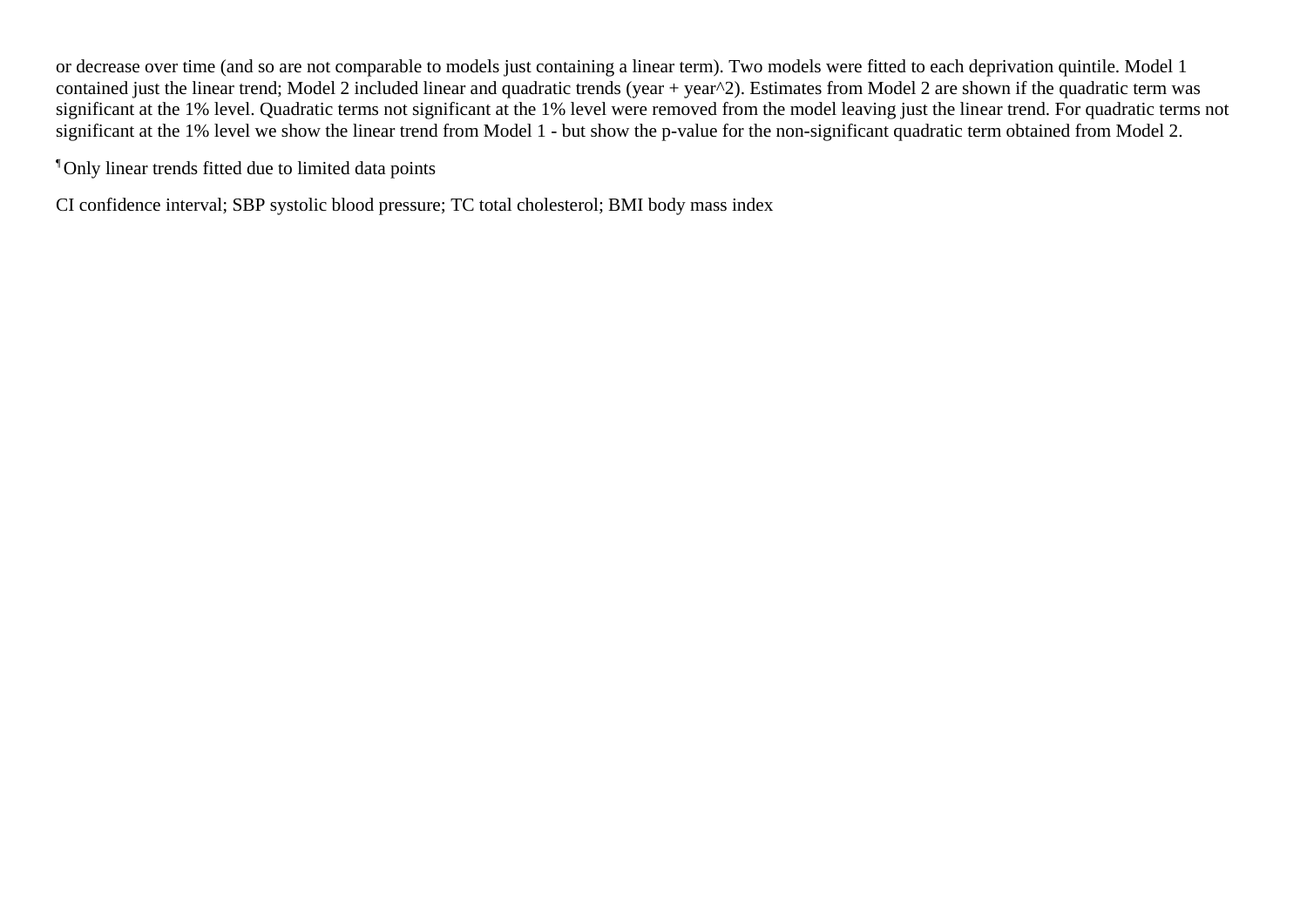or decrease over time (and so are not comparable to models just containing a linear term). Two models were fitted to each deprivation quintile. Model 1 contained just the linear trend; Model 2 included linear and quadratic trends (year + year^2). Estimates from Model 2 are shown if the quadratic term was significant at the 1% level. Quadratic terms not significant at the 1% level were removed from the model leaving just the linear trend. For quadratic terms not significant at the 1% level we show the linear trend from Model 1 - but show the p-value for the non-significant quadratic term obtained from Model 2.

¶ Only linear trends fitted due to limited data points

CI confidence interval; SBP systolic blood pressure; TC total cholesterol; BMI body mass index